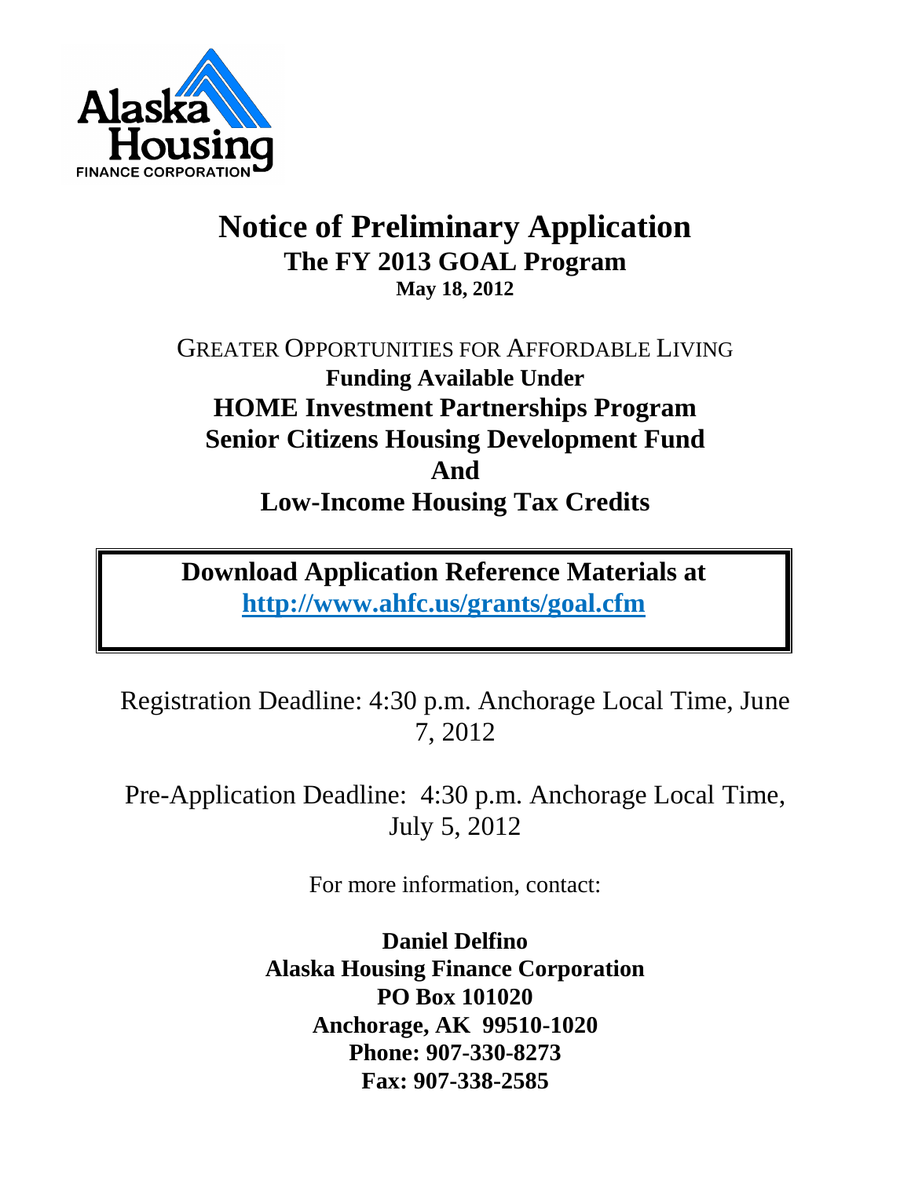Alaska Housing FINANCE CORPORATION

# Notice of Preliminary Application

## The FY 2013 GOAL Program

**May 18, 2012**

GREATER OPPORTUNITIES FOR AFFORDABLE LIVING

**Funding Available Under**

**HOME Investment Partnerships Program**

**Senior Citizens Housing Development Fund**

**And**

**Low-Income Housing Tax Credits**

**Download Application Reference Materials at**
**http://www.ahfc.us/grants/goal.cfm**

Registration Deadline: 4:30 p.m. Anchorage Local Time, June 7, 2012

Pre-Application Deadline: 4:30 p.m. Anchorage Local Time, July 5, 2012

For more information, contact:

**Daniel Delfino**
**Alaska Housing Finance Corporation**
**PO Box 101020**
**Anchorage, AK 99510-1020**
**Phone: 907-330-8273**
**Fax: 907-338-2585**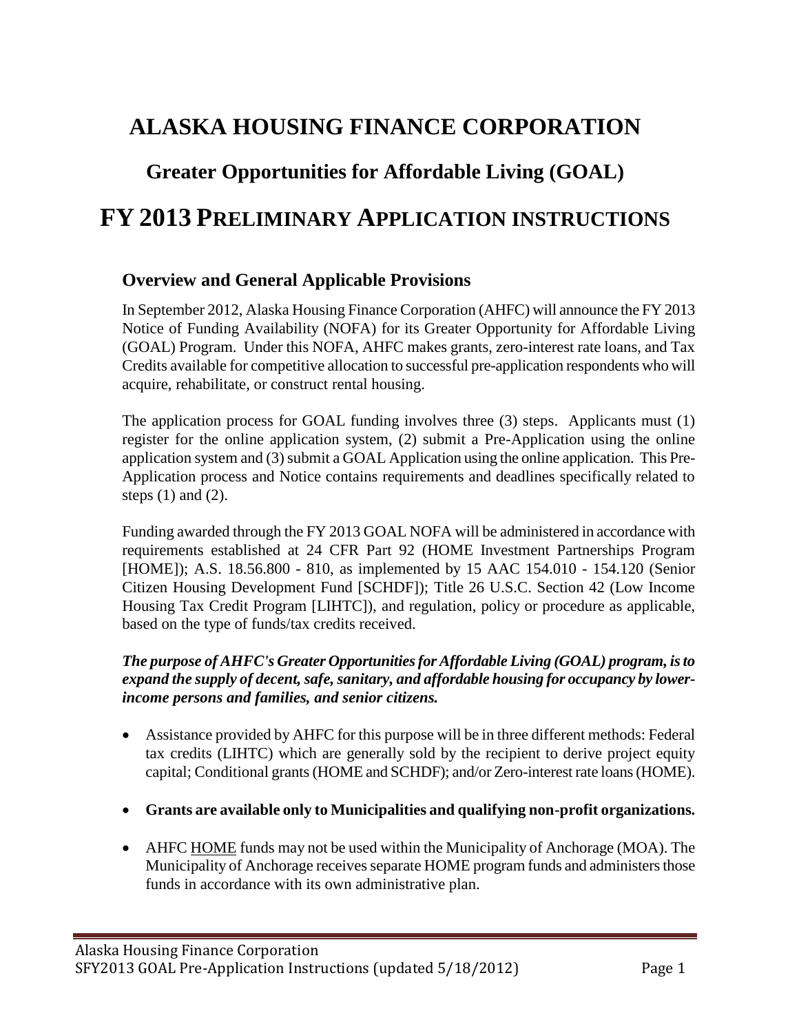# ALASKA HOUSING FINANCE CORPORATION

## Greater Opportunities for Affordable Living (GOAL)

# FY 2013 PRELIMINARY APPLICATION INSTRUCTIONS

### Overview and General Applicable Provisions

In September 2012, Alaska Housing Finance Corporation (AHFC) will announce the FY 2013 Notice of Funding Availability (NOFA) for its Greater Opportunity for Affordable Living (GOAL) Program. Under this NOFA, AHFC makes grants, zero-interest rate loans, and Tax Credits available for competitive allocation to successful pre-application respondents who will acquire, rehabilitate, or construct rental housing.

The application process for GOAL funding involves three (3) steps. Applicants must (1) register for the online application system, (2) submit a Pre-Application using the online application system and (3) submit a GOAL Application using the online application. This Pre-Application process and Notice contains requirements and deadlines specifically related to steps (1) and (2).

Funding awarded through the FY 2013 GOAL NOFA will be administered in accordance with requirements established at 24 CFR Part 92 (HOME Investment Partnerships Program [HOME]); A.S. 18.56.800 - 810, as implemented by 15 AAC 154.010 - 154.120 (Senior Citizen Housing Development Fund [SCHDF]); Title 26 U.S.C. Section 42 (Low Income Housing Tax Credit Program [LIHTC]), and regulation, policy or procedure as applicable, based on the type of funds/tax credits received.

***The purpose of AHFC's Greater Opportunities for Affordable Living (GOAL) program, is to expand the supply of decent, safe, sanitary, and affordable housing for occupancy by lower-income persons and families, and senior citizens.***

- Assistance provided by AHFC for this purpose will be in three different methods: Federal tax credits (LIHTC) which are generally sold by the recipient to derive project equity capital; Conditional grants (HOME and SCHDF); and/or Zero-interest rate loans (HOME).
- **Grants are available only to Municipalities and qualifying non-profit organizations.**
- AHFC HOME funds may not be used within the Municipality of Anchorage (MOA). The Municipality of Anchorage receives separate HOME program funds and administers those funds in accordance with its own administrative plan.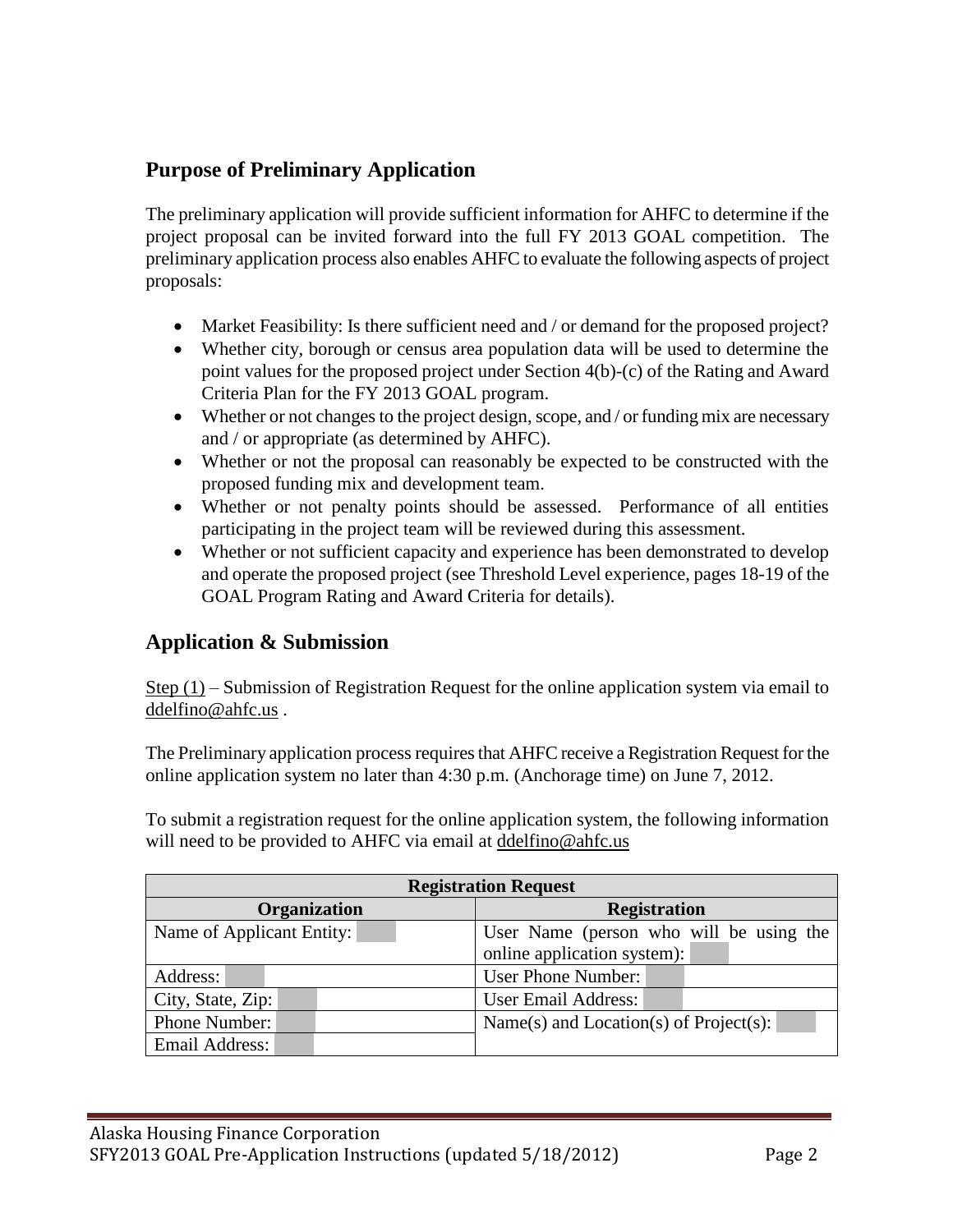## Purpose of Preliminary Application

The preliminary application will provide sufficient information for AHFC to determine if the project proposal can be invited forward into the full FY 2013 GOAL competition. The preliminary application process also enables AHFC to evaluate the following aspects of project proposals:

- Market Feasibility: Is there sufficient need and / or demand for the proposed project?
- Whether city, borough or census area population data will be used to determine the point values for the proposed project under Section 4(b)-(c) of the Rating and Award Criteria Plan for the FY 2013 GOAL program.
- Whether or not changes to the project design, scope, and / or funding mix are necessary and / or appropriate (as determined by AHFC).
- Whether or not the proposal can reasonably be expected to be constructed with the proposed funding mix and development team.
- Whether or not penalty points should be assessed. Performance of all entities participating in the project team will be reviewed during this assessment.
- Whether or not sufficient capacity and experience has been demonstrated to develop and operate the proposed project (see Threshold Level experience, pages 18-19 of the GOAL Program Rating and Award Criteria for details).

## Application & Submission

Step (1) – Submission of Registration Request for the online application system via email to ddelfino@ahfc.us .

The Preliminary application process requires that AHFC receive a Registration Request for the online application system no later than 4:30 p.m. (Anchorage time) on June 7, 2012.

To submit a registration request for the online application system, the following information will need to be provided to AHFC via email at ddelfino@ahfc.us

| Registration Request | |
|---|---|
| **Organization** | **Registration** |
| Name of Applicant Entity: | User Name (person who will be using the online application system): |
| Address: | User Phone Number: |
| City, State, Zip: | User Email Address: |
| Phone Number: | Name(s) and Location(s) of Project(s): |
| Email Address: | |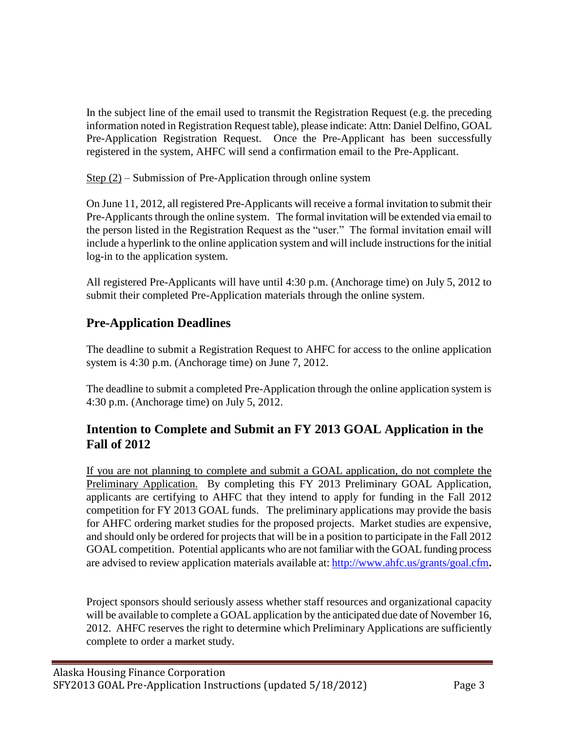In the subject line of the email used to transmit the Registration Request (e.g. the preceding information noted in Registration Request table), please indicate: Attn: Daniel Delfino, GOAL Pre-Application Registration Request. Once the Pre-Applicant has been successfully registered in the system, AHFC will send a confirmation email to the Pre-Applicant.

Step (2) – Submission of Pre-Application through online system

On June 11, 2012, all registered Pre-Applicants will receive a formal invitation to submit their Pre-Applicants through the online system. The formal invitation will be extended via email to the person listed in the Registration Request as the "user." The formal invitation email will include a hyperlink to the online application system and will include instructions for the initial log-in to the application system.

All registered Pre-Applicants will have until 4:30 p.m. (Anchorage time) on July 5, 2012 to submit their completed Pre-Application materials through the online system.

## Pre-Application Deadlines

The deadline to submit a Registration Request to AHFC for access to the online application system is 4:30 p.m. (Anchorage time) on June 7, 2012.

The deadline to submit a completed Pre-Application through the online application system is 4:30 p.m. (Anchorage time) on July 5, 2012.

## Intention to Complete and Submit an FY 2013 GOAL Application in the Fall of 2012

If you are not planning to complete and submit a GOAL application, do not complete the Preliminary Application. By completing this FY 2013 Preliminary GOAL Application, applicants are certifying to AHFC that they intend to apply for funding in the Fall 2012 competition for FY 2013 GOAL funds. The preliminary applications may provide the basis for AHFC ordering market studies for the proposed projects. Market studies are expensive, and should only be ordered for projects that will be in a position to participate in the Fall 2012 GOAL competition. Potential applicants who are not familiar with the GOAL funding process are advised to review application materials available at: http://www.ahfc.us/grants/goal.cfm**.**

Project sponsors should seriously assess whether staff resources and organizational capacity will be available to complete a GOAL application by the anticipated due date of November 16, 2012. AHFC reserves the right to determine which Preliminary Applications are sufficiently complete to order a market study.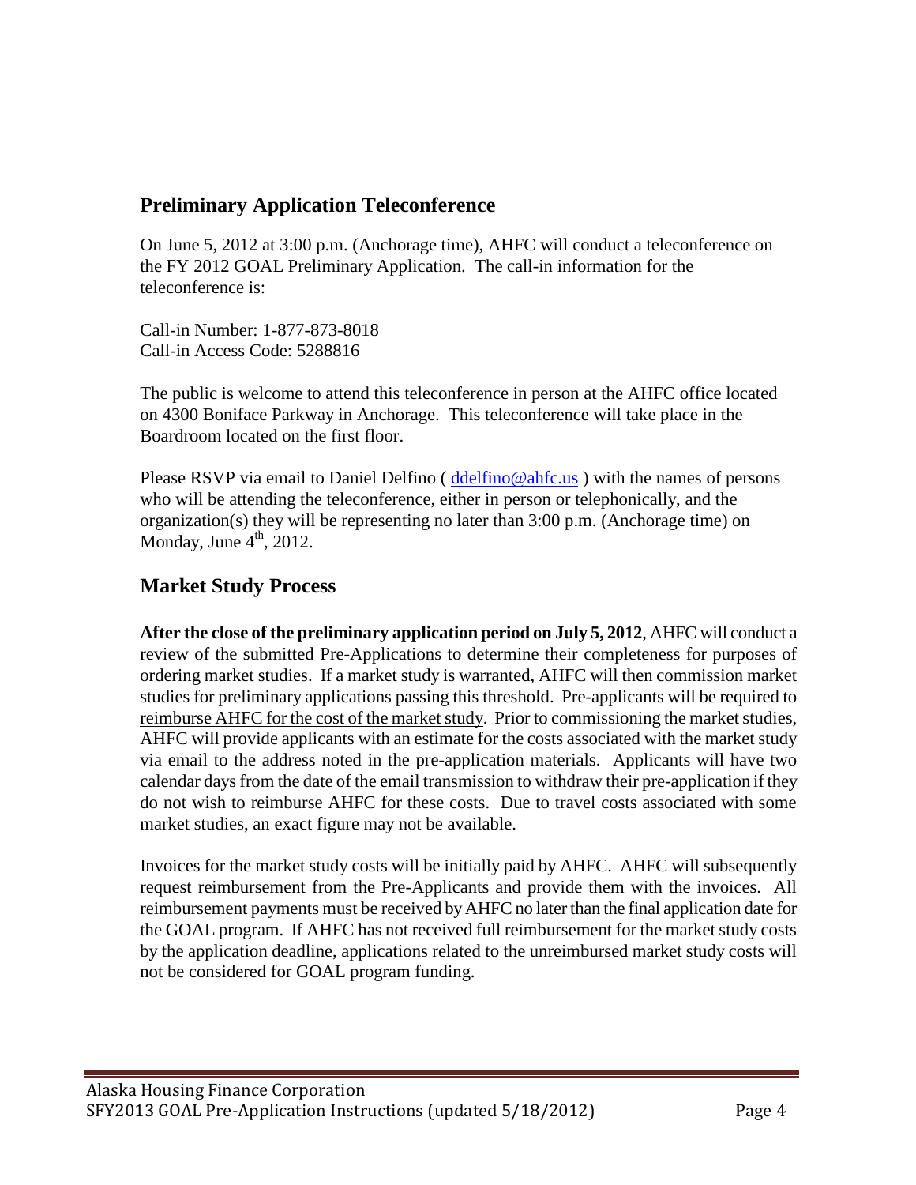## Preliminary Application Teleconference

On June 5, 2012 at 3:00 p.m. (Anchorage time), AHFC will conduct a teleconference on the FY 2012 GOAL Preliminary Application. The call-in information for the teleconference is:

Call-in Number: 1-877-873-8018
Call-in Access Code: 5288816

The public is welcome to attend this teleconference in person at the AHFC office located on 4300 Boniface Parkway in Anchorage. This teleconference will take place in the Boardroom located on the first floor.

Please RSVP via email to Daniel Delfino ( ddelfino@ahfc.us ) with the names of persons who will be attending the teleconference, either in person or telephonically, and the organization(s) they will be representing no later than 3:00 p.m. (Anchorage time) on Monday, June 4th, 2012.

## Market Study Process

**After the close of the preliminary application period on July 5, 2012**, AHFC will conduct a review of the submitted Pre-Applications to determine their completeness for purposes of ordering market studies. If a market study is warranted, AHFC will then commission market studies for preliminary applications passing this threshold. Pre-applicants will be required to reimburse AHFC for the cost of the market study. Prior to commissioning the market studies, AHFC will provide applicants with an estimate for the costs associated with the market study via email to the address noted in the pre-application materials. Applicants will have two calendar days from the date of the email transmission to withdraw their pre-application if they do not wish to reimburse AHFC for these costs. Due to travel costs associated with some market studies, an exact figure may not be available.

Invoices for the market study costs will be initially paid by AHFC. AHFC will subsequently request reimbursement from the Pre-Applicants and provide them with the invoices. All reimbursement payments must be received by AHFC no later than the final application date for the GOAL program. If AHFC has not received full reimbursement for the market study costs by the application deadline, applications related to the unreimbursed market study costs will not be considered for GOAL program funding.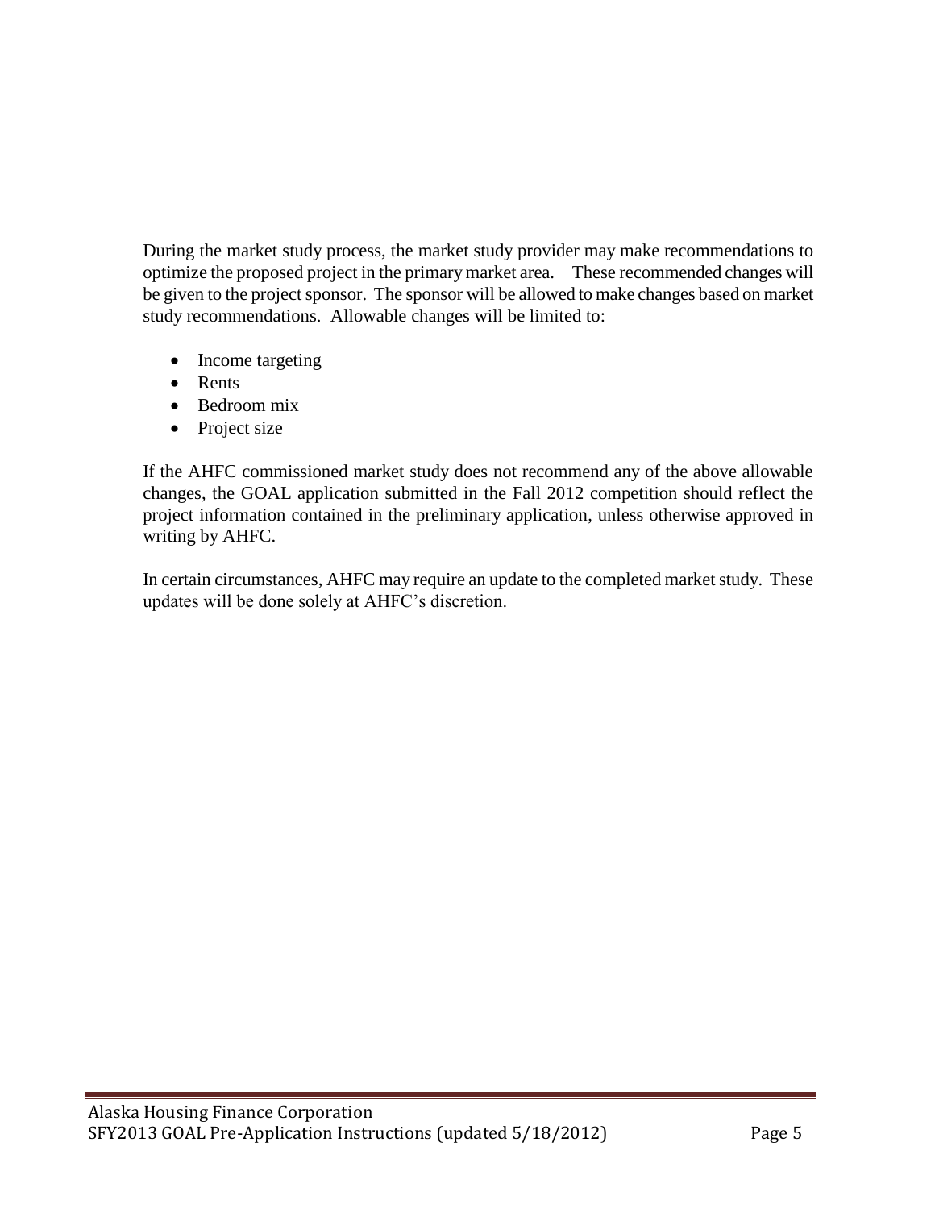During the market study process, the market study provider may make recommendations to optimize the proposed project in the primary market area. These recommended changes will be given to the project sponsor. The sponsor will be allowed to make changes based on market study recommendations. Allowable changes will be limited to:

- Income targeting
- Rents
- Bedroom mix
- Project size

If the AHFC commissioned market study does not recommend any of the above allowable changes, the GOAL application submitted in the Fall 2012 competition should reflect the project information contained in the preliminary application, unless otherwise approved in writing by AHFC.

In certain circumstances, AHFC may require an update to the completed market study. These updates will be done solely at AHFC's discretion.